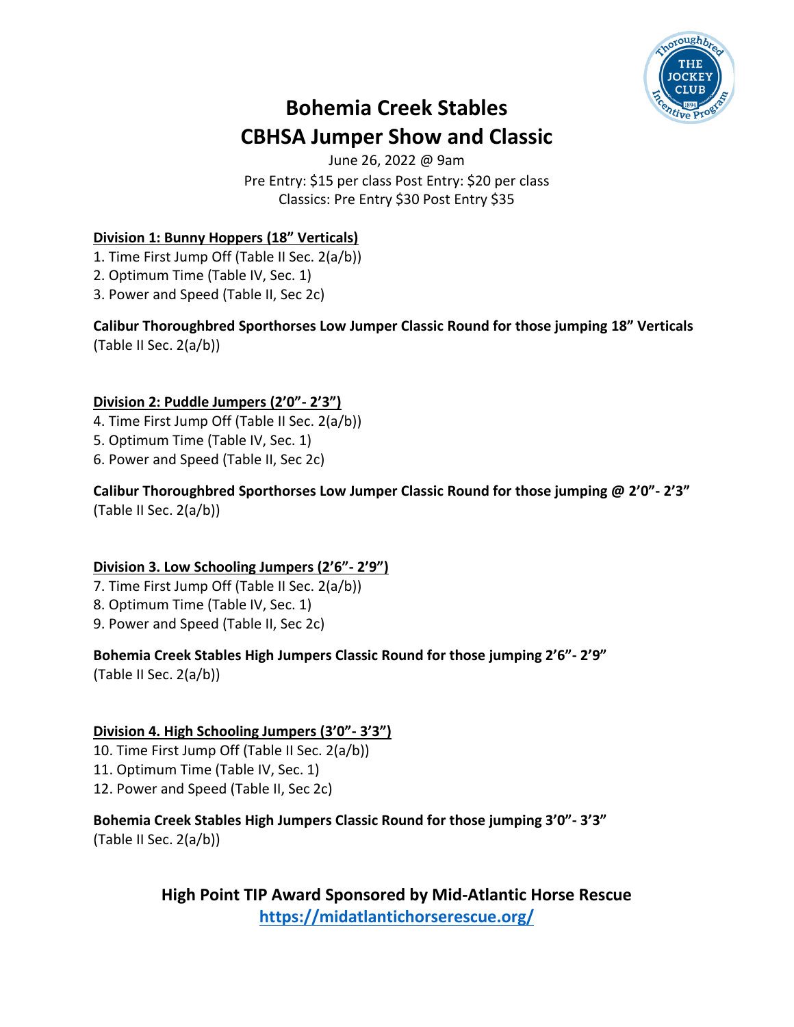# Bohemia Creek Stables
# CBHSA Jumper Show and Classic

June 26, 2022 @ 9am
Pre Entry: $15 per class Post Entry: $20 per class
Classics: Pre Entry $30 Post Entry $35

**Division 1: Bunny Hoppers (18" Verticals)**

1. Time First Jump Off (Table II Sec. 2(a/b))
2. Optimum Time (Table IV, Sec. 1)
3. Power and Speed (Table II, Sec 2c)

**Calibur Thoroughbred Sporthorses Low Jumper Classic Round for those jumping 18" Verticals** (Table II Sec. 2(a/b))

**Division 2: Puddle Jumpers (2'0"- 2'3")**

4. Time First Jump Off (Table II Sec. 2(a/b))
5. Optimum Time (Table IV, Sec. 1)
6. Power and Speed (Table II, Sec 2c)

**Calibur Thoroughbred Sporthorses Low Jumper Classic Round for those jumping @ 2'0"- 2'3"** (Table II Sec. 2(a/b))

**Division 3. Low Schooling Jumpers (2'6"- 2'9")**

7. Time First Jump Off (Table II Sec. 2(a/b))
8. Optimum Time (Table IV, Sec. 1)
9. Power and Speed (Table II, Sec 2c)

**Bohemia Creek Stables High Jumpers Classic Round for those jumping 2'6"- 2'9"** (Table II Sec. 2(a/b))

**Division 4. High Schooling Jumpers (3'0"- 3'3")**

10. Time First Jump Off (Table II Sec. 2(a/b))
11. Optimum Time (Table IV, Sec. 1)
12. Power and Speed (Table II, Sec 2c)

**Bohemia Creek Stables High Jumpers Classic Round for those jumping 3'0"- 3'3"** (Table II Sec. 2(a/b))

**High Point TIP Award Sponsored by Mid-Atlantic Horse Rescue**
**https://midatlantichorserescue.org/**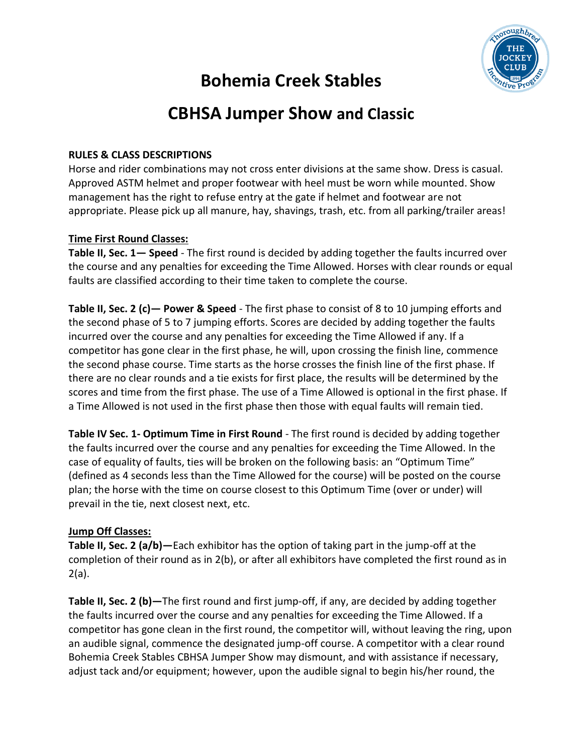# Bohemia Creek Stables

## CBHSA Jumper Show and Classic

**RULES & CLASS DESCRIPTIONS**
Horse and rider combinations may not cross enter divisions at the same show. Dress is casual. Approved ASTM helmet and proper footwear with heel must be worn while mounted. Show management has the right to refuse entry at the gate if helmet and footwear are not appropriate. Please pick up all manure, hay, shavings, trash, etc. from all parking/trailer areas!

**Time First Round Classes:**

**Table II, Sec. 1— Speed** - The first round is decided by adding together the faults incurred over the course and any penalties for exceeding the Time Allowed. Horses with clear rounds or equal faults are classified according to their time taken to complete the course.

**Table II, Sec. 2 (c)— Power & Speed** - The first phase to consist of 8 to 10 jumping efforts and the second phase of 5 to 7 jumping efforts. Scores are decided by adding together the faults incurred over the course and any penalties for exceeding the Time Allowed if any. If a competitor has gone clear in the first phase, he will, upon crossing the finish line, commence the second phase course. Time starts as the horse crosses the finish line of the first phase. If there are no clear rounds and a tie exists for first place, the results will be determined by the scores and time from the first phase. The use of a Time Allowed is optional in the first phase. If a Time Allowed is not used in the first phase then those with equal faults will remain tied.

**Table IV Sec. 1- Optimum Time in First Round** - The first round is decided by adding together the faults incurred over the course and any penalties for exceeding the Time Allowed. In the case of equality of faults, ties will be broken on the following basis: an "Optimum Time" (defined as 4 seconds less than the Time Allowed for the course) will be posted on the course plan; the horse with the time on course closest to this Optimum Time (over or under) will prevail in the tie, next closest next, etc.

**Jump Off Classes:**

**Table II, Sec. 2 (a/b)—**Each exhibitor has the option of taking part in the jump-off at the completion of their round as in 2(b), or after all exhibitors have completed the first round as in 2(a).

**Table II, Sec. 2 (b)—**The first round and first jump-off, if any, are decided by adding together the faults incurred over the course and any penalties for exceeding the Time Allowed. If a competitor has gone clean in the first round, the competitor will, without leaving the ring, upon an audible signal, commence the designated jump-off course. A competitor with a clear round Bohemia Creek Stables CBHSA Jumper Show may dismount, and with assistance if necessary, adjust tack and/or equipment; however, upon the audible signal to begin his/her round, the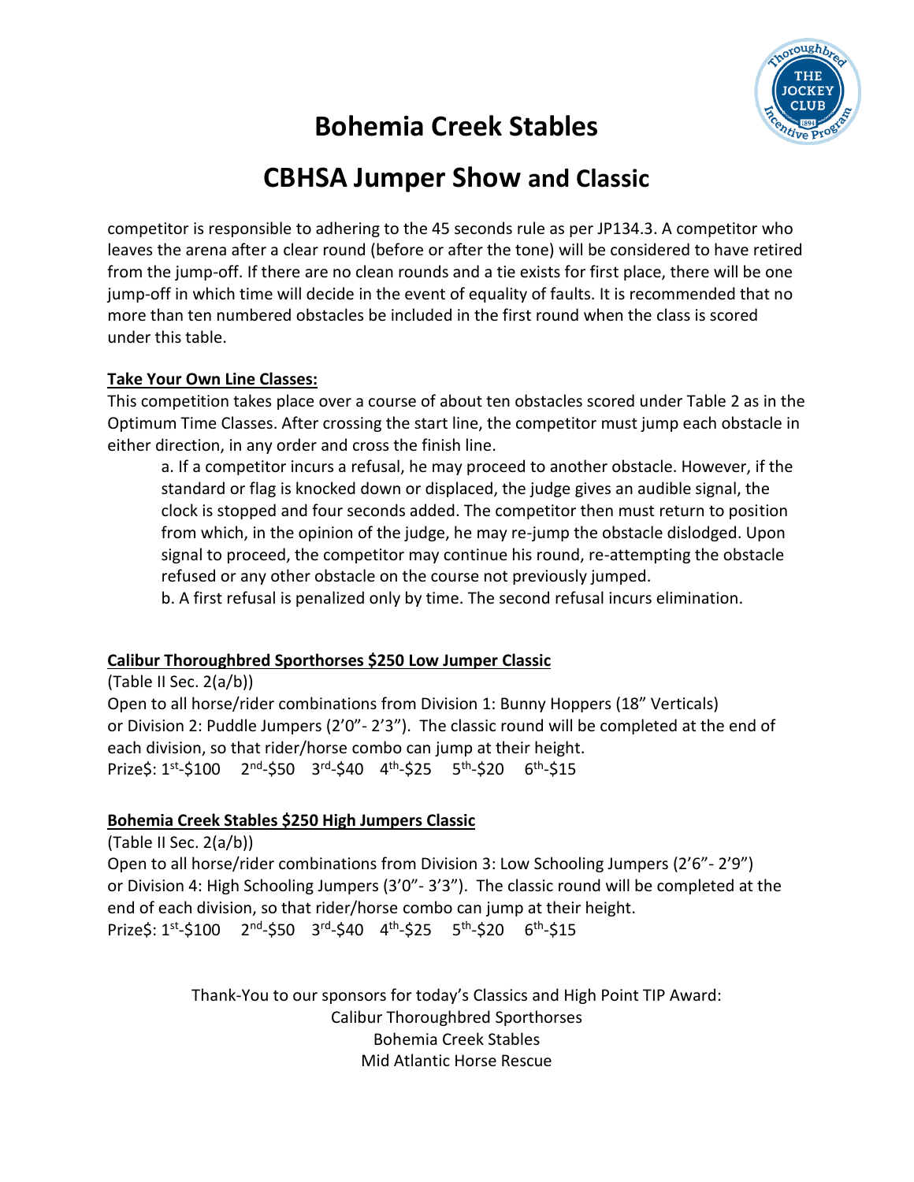# Bohemia Creek Stables

## CBHSA Jumper Show and Classic

competitor is responsible to adhering to the 45 seconds rule as per JP134.3. A competitor who leaves the arena after a clear round (before or after the tone) will be considered to have retired from the jump-off. If there are no clean rounds and a tie exists for first place, there will be one jump-off in which time will decide in the event of equality of faults. It is recommended that no more than ten numbered obstacles be included in the first round when the class is scored under this table.

**Take Your Own Line Classes:**

This competition takes place over a course of about ten obstacles scored under Table 2 as in the Optimum Time Classes. After crossing the start line, the competitor must jump each obstacle in either direction, in any order and cross the finish line.

a. If a competitor incurs a refusal, he may proceed to another obstacle. However, if the standard or flag is knocked down or displaced, the judge gives an audible signal, the clock is stopped and four seconds added. The competitor then must return to position from which, in the opinion of the judge, he may re-jump the obstacle dislodged. Upon signal to proceed, the competitor may continue his round, re-attempting the obstacle refused or any other obstacle on the course not previously jumped.

b. A first refusal is penalized only by time. The second refusal incurs elimination.

**Calibur Thoroughbred Sporthorses $250 Low Jumper Classic**

(Table II Sec. 2(a/b))
Open to all horse/rider combinations from Division 1: Bunny Hoppers (18" Verticals) or Division 2: Puddle Jumpers (2'0"- 2'3"). The classic round will be completed at the end of each division, so that rider/horse combo can jump at their height.
Prize$: 1st-$100 2nd-$50 3rd-$40 4th-$25 5th-$20 6th-$15

**Bohemia Creek Stables $250 High Jumpers Classic**

(Table II Sec. 2(a/b))
Open to all horse/rider combinations from Division 3: Low Schooling Jumpers (2'6"- 2'9") or Division 4: High Schooling Jumpers (3'0"- 3'3"). The classic round will be completed at the end of each division, so that rider/horse combo can jump at their height.
Prize$: 1st-$100 2nd-$50 3rd-$40 4th-$25 5th-$20 6th-$15

Thank-You to our sponsors for today's Classics and High Point TIP Award:
Calibur Thoroughbred Sporthorses
Bohemia Creek Stables
Mid Atlantic Horse Rescue